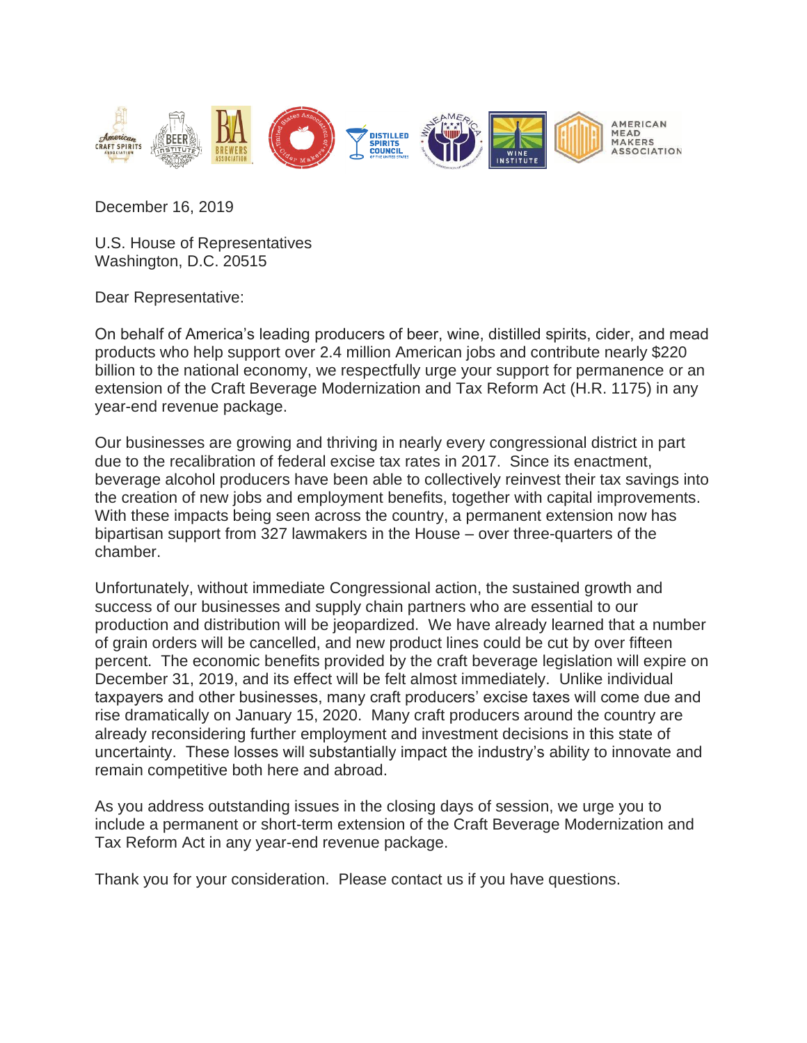December 16, 2019

U.S. House of Representatives
Washington, D.C. 20515

Dear Representative:

On behalf of America's leading producers of beer, wine, distilled spirits, cider, and mead products who help support over 2.4 million American jobs and contribute nearly $220 billion to the national economy, we respectfully urge your support for permanence or an extension of the Craft Beverage Modernization and Tax Reform Act (H.R. 1175) in any year-end revenue package.

Our businesses are growing and thriving in nearly every congressional district in part due to the recalibration of federal excise tax rates in 2017. Since its enactment, beverage alcohol producers have been able to collectively reinvest their tax savings into the creation of new jobs and employment benefits, together with capital improvements. With these impacts being seen across the country, a permanent extension now has bipartisan support from 327 lawmakers in the House – over three-quarters of the chamber.

Unfortunately, without immediate Congressional action, the sustained growth and success of our businesses and supply chain partners who are essential to our production and distribution will be jeopardized. We have already learned that a number of grain orders will be cancelled, and new product lines could be cut by over fifteen percent. The economic benefits provided by the craft beverage legislation will expire on December 31, 2019, and its effect will be felt almost immediately. Unlike individual taxpayers and other businesses, many craft producers' excise taxes will come due and rise dramatically on January 15, 2020. Many craft producers around the country are already reconsidering further employment and investment decisions in this state of uncertainty. These losses will substantially impact the industry's ability to innovate and remain competitive both here and abroad.

As you address outstanding issues in the closing days of session, we urge you to include a permanent or short-term extension of the Craft Beverage Modernization and Tax Reform Act in any year-end revenue package.

Thank you for your consideration. Please contact us if you have questions.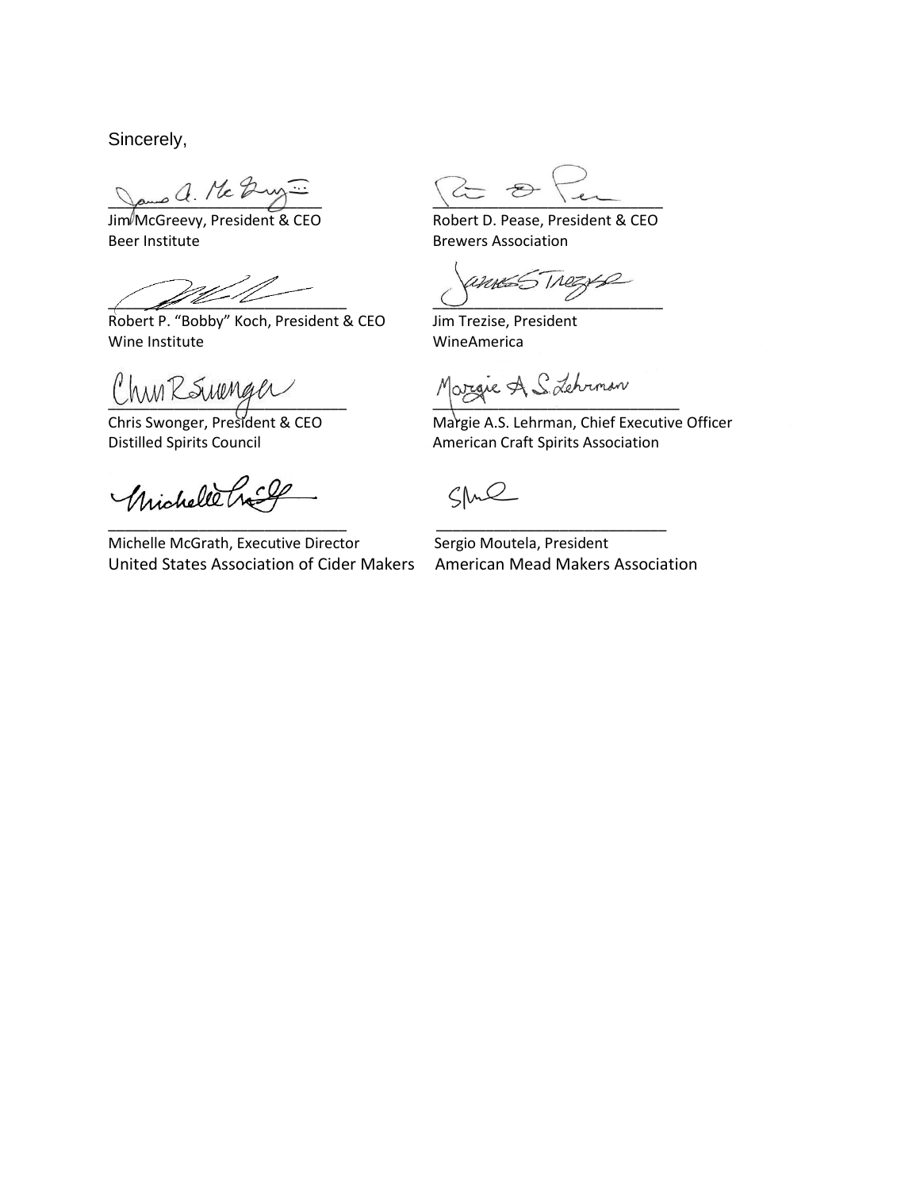Sincerely,

Jim McGreevy, President & CEO
Beer Institute

Robert D. Pease, President & CEO
Brewers Association

Robert P. "Bobby" Koch, President & CEO
Wine Institute

Jim Trezise, President
WineAmerica

Chris Swonger, President & CEO
Distilled Spirits Council

Margie A.S. Lehrman, Chief Executive Officer
American Craft Spirits Association

Michelle McGrath, Executive Director
United States Association of Cider Makers

Sergio Moutela, President
American Mead Makers Association